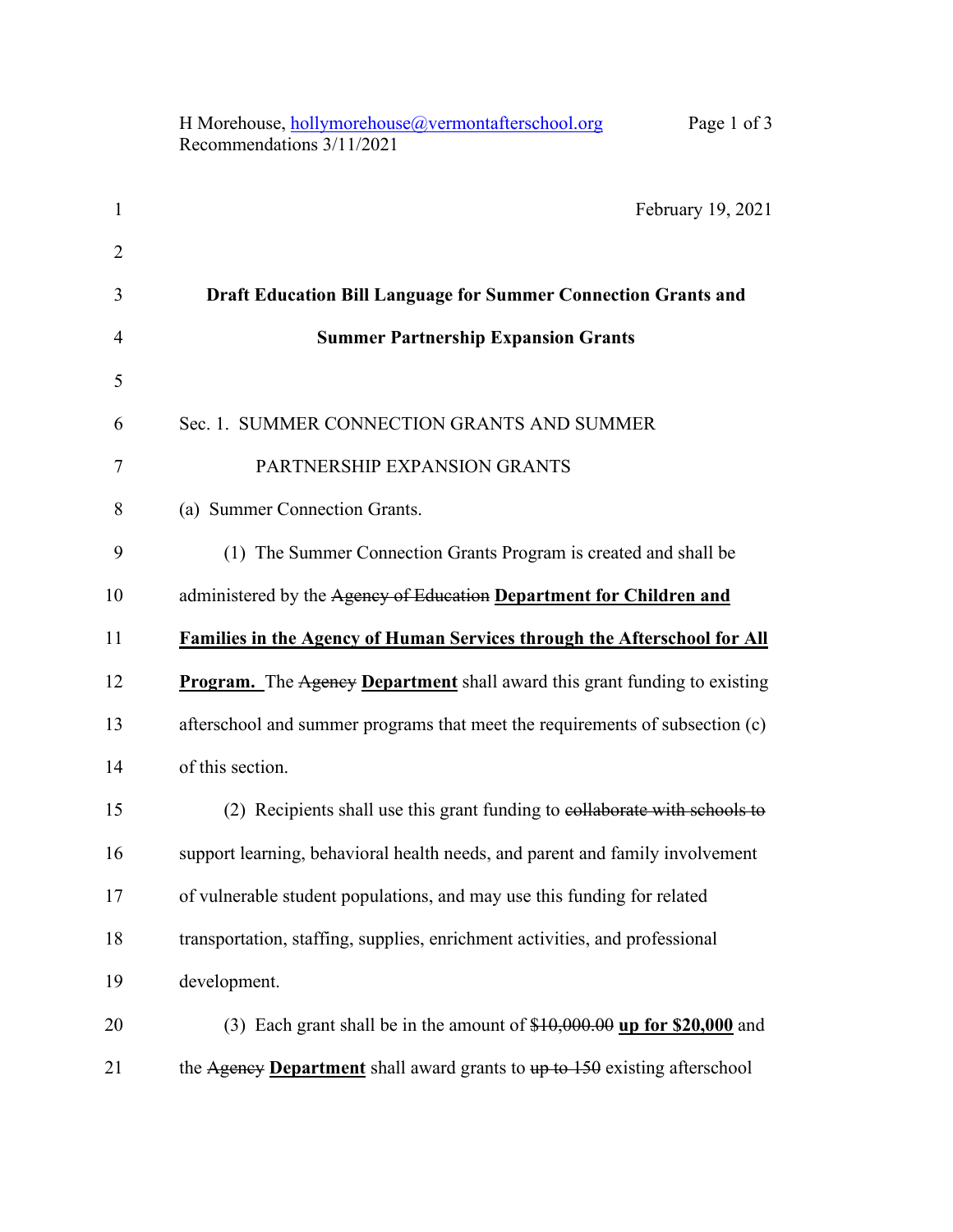February 19, 2021

**Draft Education Bill Language for Summer Connection Grants and Summer Partnership Expansion Grants**

Sec. 1. SUMMER CONNECTION GRANTS AND SUMMER PARTNERSHIP EXPANSION GRANTS

(a) Summer Connection Grants.

(1) The Summer Connection Grants Program is created and shall be administered by the ~~Agency of Education~~ **Department for Children and Families in the Agency of Human Services through the Afterschool for All Program.** The ~~Agency~~ **Department** shall award this grant funding to existing afterschool and summer programs that meet the requirements of subsection (c) of this section.

(2) Recipients shall use this grant funding to ~~collaborate with schools to~~ support learning, behavioral health needs, and parent and family involvement of vulnerable student populations, and may use this funding for related transportation, staffing, supplies, enrichment activities, and professional development.

(3) Each grant shall be in the amount of ~~$10,000.00~~ **up for $20,000** and the ~~Agency~~ **Department** shall award grants to ~~up to 150~~ existing afterschool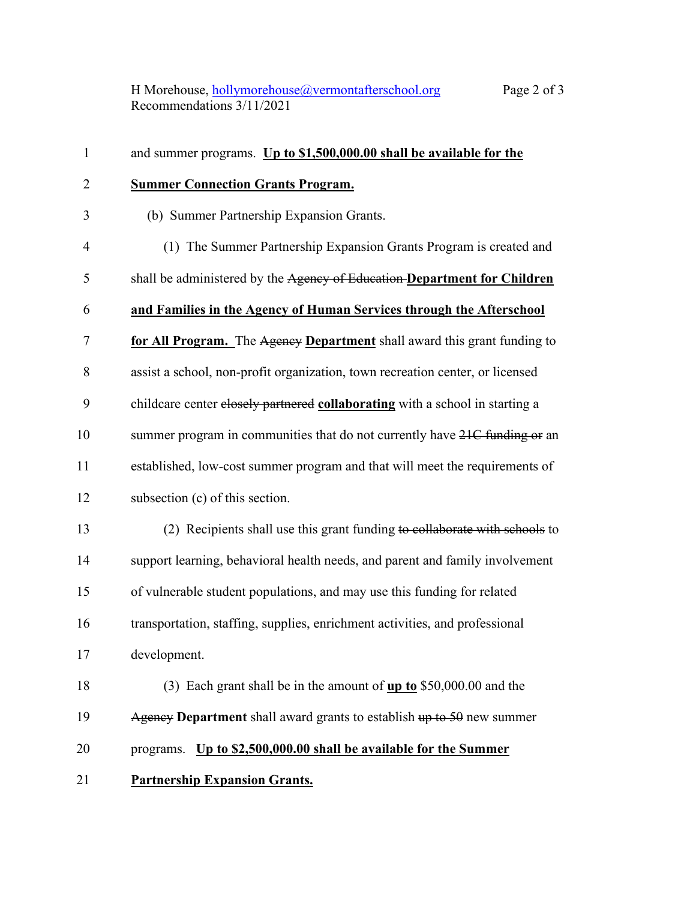and summer programs. **<u>Up to $1,500,000.00 shall be available for the Summer Connection Grants Program.</u>**

(b) Summer Partnership Expansion Grants.

(1) The Summer Partnership Expansion Grants Program is created and shall be administered by the ~~Agency of Education~~ **<u>Department for Children and Families in the Agency of Human Services through the Afterschool for All Program.</u>** The ~~Agency~~ **<u>Department</u>** shall award this grant funding to assist a school, non-profit organization, town recreation center, or licensed childcare center ~~closely partnered~~ **<u>collaborating</u>** with a school in starting a summer program in communities that do not currently have ~~21C funding or~~ an established, low-cost summer program and that will meet the requirements of subsection (c) of this section.

(2) Recipients shall use this grant funding ~~to collaborate with schools~~ to support learning, behavioral health needs, and parent and family involvement of vulnerable student populations, and may use this funding for related transportation, staffing, supplies, enrichment activities, and professional development.

(3) Each grant shall be in the amount of **<u>up to</u>** $50,000.00 and the ~~Agency~~ **Department** shall award grants to establish ~~up to 50~~ new summer programs. **<u>Up to $2,500,000.00 shall be available for the Summer Partnership Expansion Grants.</u>**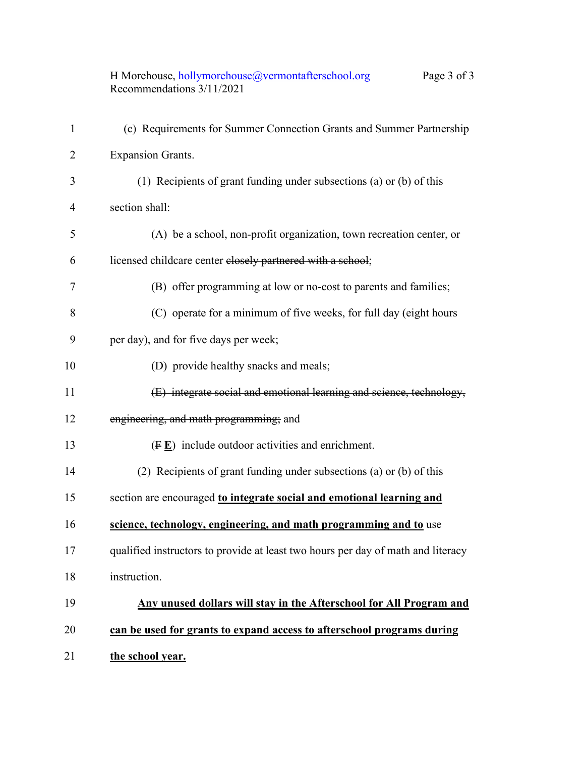(c) Requirements for Summer Connection Grants and Summer Partnership Expansion Grants.

(1) Recipients of grant funding under subsections (a) or (b) of this section shall:

(A) be a school, non-profit organization, town recreation center, or licensed childcare center ~~closely partnered with a school~~;

(B) offer programming at low or no-cost to parents and families;

(C) operate for a minimum of five weeks, for full day (eight hours per day), and for five days per week;

(D) provide healthy snacks and meals;

~~(E) integrate social and emotional learning and science, technology, engineering, and math programming;~~ and

(~~F~~ **E**) include outdoor activities and enrichment.

(2) Recipients of grant funding under subsections (a) or (b) of this section are encouraged **to integrate social and emotional learning and science, technology, engineering, and math programming and to** use qualified instructors to provide at least two hours per day of math and literacy instruction.

**Any unused dollars will stay in the Afterschool for All Program and can be used for grants to expand access to afterschool programs during the school year.**